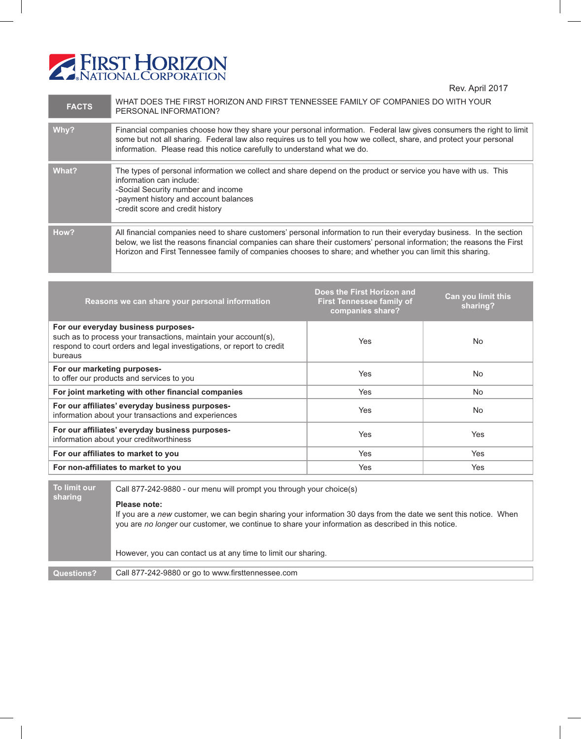# FIRST HORIZON NATIONAL CORPORATION

Rev. April 2017

| FACTS | WHAT DOES THE FIRST HORIZON AND FIRST TENNESSEE FAMILY OF COMPANIES DO WITH YOUR PERSONAL INFORMATION? |
|---|---|
| **Why?** | Financial companies choose how they share your personal information. Federal law gives consumers the right to limit some but not all sharing. Federal law also requires us to tell you how we collect, share, and protect your personal information. Please read this notice carefully to understand what we do. |
| **What?** | The types of personal information we collect and share depend on the product or service you have with us. This information can include:<br>-Social Security number and income<br>-payment history and account balances<br>-credit score and credit history |
| **How?** | All financial companies need to share customers' personal information to run their everyday business. In the section below, we list the reasons financial companies can share their customers' personal information; the reasons the First Horizon and First Tennessee family of companies chooses to share; and whether you can limit this sharing. |

| Reasons we can share your personal information | Does the First Horizon and First Tennessee family of companies share? | Can you limit this sharing? |
|---|---|---|
| **For our everyday business purposes-** such as to process your transactions, maintain your account(s), respond to court orders and legal investigations, or report to credit bureaus | Yes | No |
| **For our marketing purposes-** to offer our products and services to you | Yes | No |
| **For joint marketing with other financial companies** | Yes | No |
| **For our affiliates' everyday business purposes-** information about your transactions and experiences | Yes | No |
| **For our affiliates' everyday business purposes-** information about your creditworthiness | Yes | Yes |
| **For our affiliates to market to you** | Yes | Yes |
| **For non-affiliates to market to you** | Yes | Yes |

| To limit our sharing | Call 877-242-9880 - our menu will prompt you through your choice(s)<br><br>**Please note:**<br>If you are a *new* customer, we can begin sharing your information 30 days from the date we sent this notice. When you are *no longer* our customer, we continue to share your information as described in this notice.<br><br>However, you can contact us at any time to limit our sharing. |
|---|---|
| **Questions?** | Call 877-242-9880 or go to www.firsttennessee.com |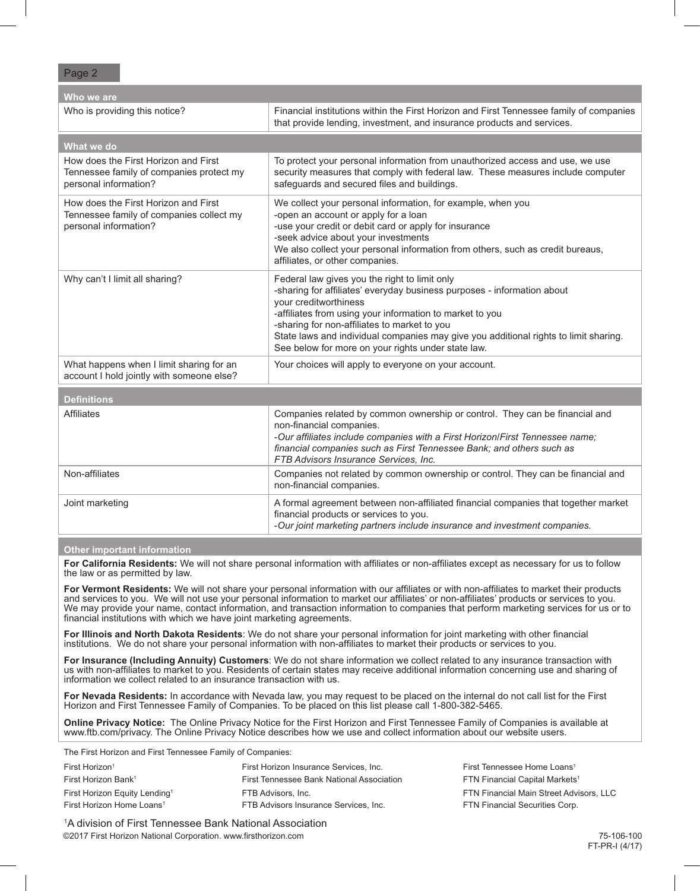Page 2

| Who we are | |
|---|---|
| Who is providing this notice? | Financial institutions within the First Horizon and First Tennessee family of companies that provide lending, investment, and insurance products and services. |

| What we do | |
|---|---|
| How does the First Horizon and First Tennessee family of companies protect my personal information? | To protect your personal information from unauthorized access and use, we use security measures that comply with federal law. These measures include computer safeguards and secured files and buildings. |
| How does the First Horizon and First Tennessee family of companies collect my personal information? | We collect your personal information, for example, when you<br>-open an account or apply for a loan<br>-use your credit or debit card or apply for insurance<br>-seek advice about your investments<br>We also collect your personal information from others, such as credit bureaus, affiliates, or other companies. |
| Why can't I limit all sharing? | Federal law gives you the right to limit only<br>-sharing for affiliates' everyday business purposes - information about your creditworthiness<br>-affiliates from using your information to market to you<br>-sharing for non-affiliates to market to you<br>State laws and individual companies may give you additional rights to limit sharing. See below for more on your rights under state law. |
| What happens when I limit sharing for an account I hold jointly with someone else? | Your choices will apply to everyone on your account. |

| Definitions | |
|---|---|
| Affiliates | Companies related by common ownership or control. They can be financial and non-financial companies.<br>*-Our affiliates include companies with a First Horizon/First Tennessee name; financial companies such as First Tennessee Bank; and others such as FTB Advisors Insurance Services, Inc.* |
| Non-affiliates | Companies not related by common ownership or control. They can be financial and non-financial companies. |
| Joint marketing | A formal agreement between non-affiliated financial companies that together market financial products or services to you.<br>*-Our joint marketing partners include insurance and investment companies.* |

## Other important information

**For California Residents:** We will not share personal information with affiliates or non-affiliates except as necessary for us to follow the law or as permitted by law.

**For Vermont Residents:** We will not share your personal information with our affiliates or with non-affiliates to market their products and services to you. We will not use your personal information to market our affiliates' or non-affiliates' products or services to you. We may provide your name, contact information, and transaction information to companies that perform marketing services for us or to financial institutions with which we have joint marketing agreements.

**For Illinois and North Dakota Residents**: We do not share your personal information for joint marketing with other financial institutions. We do not share your personal information with non-affiliates to market their products or services to you.

**For Insurance (Including Annuity) Customers**: We do not share information we collect related to any insurance transaction with us with non-affiliates to market to you. Residents of certain states may receive additional information concerning use and sharing of information we collect related to an insurance transaction with us.

**For Nevada Residents:** In accordance with Nevada law, you may request to be placed on the internal do not call list for the First Horizon and First Tennessee Family of Companies. To be placed on this list please call 1-800-382-5465.

**Online Privacy Notice:** The Online Privacy Notice for the First Horizon and First Tennessee Family of Companies is available at www.ftb.com/privacy. The Online Privacy Notice describes how we use and collect information about our website users.

The First Horizon and First Tennessee Family of Companies:

First Horizon[1]
First Horizon Bank[1]
First Horizon Equity Lending[1]
First Horizon Home Loans[1]
First Horizon Insurance Services, Inc.
First Tennessee Bank National Association
FTB Advisors, Inc.
FTB Advisors Insurance Services, Inc.
First Tennessee Home Loans[1]
FTN Financial Capital Markets[1]
FTN Financial Main Street Advisors, LLC
FTN Financial Securities Corp.

[1]A division of First Tennessee Bank National Association

©2017 First Horizon National Corporation. www.firsthorizon.com

75-106-100
FT-PR-I (4/17)